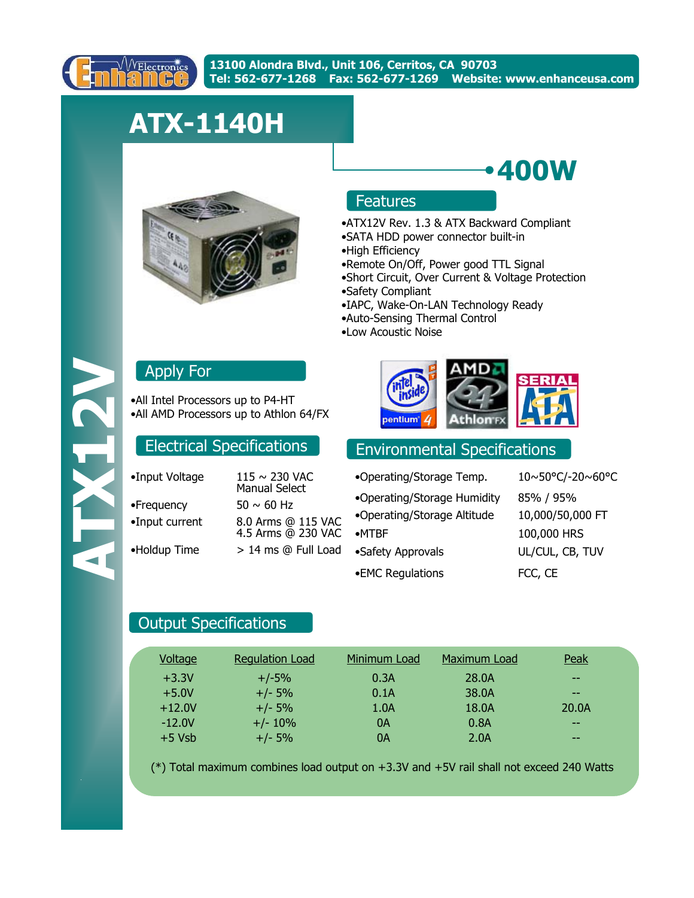Enhance Electronics

13100 Alondra Blvd., Unit 106, Cerritos, CA 90703
Tel: 562-677-1268 Fax: 562-677-1269 Website: www.enhanceusa.com

# ATX-1140H

ATX12V

## 400W

## Features

- ATX12V Rev. 1.3 & ATX Backward Compliant
- SATA HDD power connector built-in
- High Efficiency
- Remote On/Off, Power good TTL Signal
- Short Circuit, Over Current & Voltage Protection
- Safety Compliant
- IAPC, Wake-On-LAN Technology Ready
- Auto-Sensing Thermal Control
- Low Acoustic Noise

## Apply For

- All Intel Processors up to P4-HT
- All AMD Processors up to Athlon 64/FX

## Electrical Specifications

| | |
|---|---|
| •Input Voltage | 115 ~ 230 VAC Manual Select |
| •Frequency | 50 ~ 60 Hz |
| •Input current | 8.0 Arms @ 115 VAC<br>4.5 Arms @ 230 VAC |
| •Holdup Time | > 14 ms @ Full Load |

## Environmental Specifications

| | |
|---|---|
| •Operating/Storage Temp. | 10~50°C/-20~60°C |
| •Operating/Storage Humidity | 85% / 95% |
| •Operating/Storage Altitude | 10,000/50,000 FT |
| •MTBF | 100,000 HRS |
| •Safety Approvals | UL/CUL, CB, TUV |
| •EMC Regulations | FCC, CE |

## Output Specifications

| Voltage | Regulation Load | Minimum Load | Maximum Load | Peak |
|---|---|---|---|---|
| +3.3V | +/-5% | 0.3A | 28.0A | -- |
| +5.0V | +/- 5% | 0.1A | 38.0A | -- |
| +12.0V | +/- 5% | 1.0A | 18.0A | 20.0A |
| -12.0V | +/- 10% | 0A | 0.8A | -- |
| +5 Vsb | +/- 5% | 0A | 2.0A | -- |

(*) Total maximum combines load output on +3.3V and +5V rail shall not exceed 240 Watts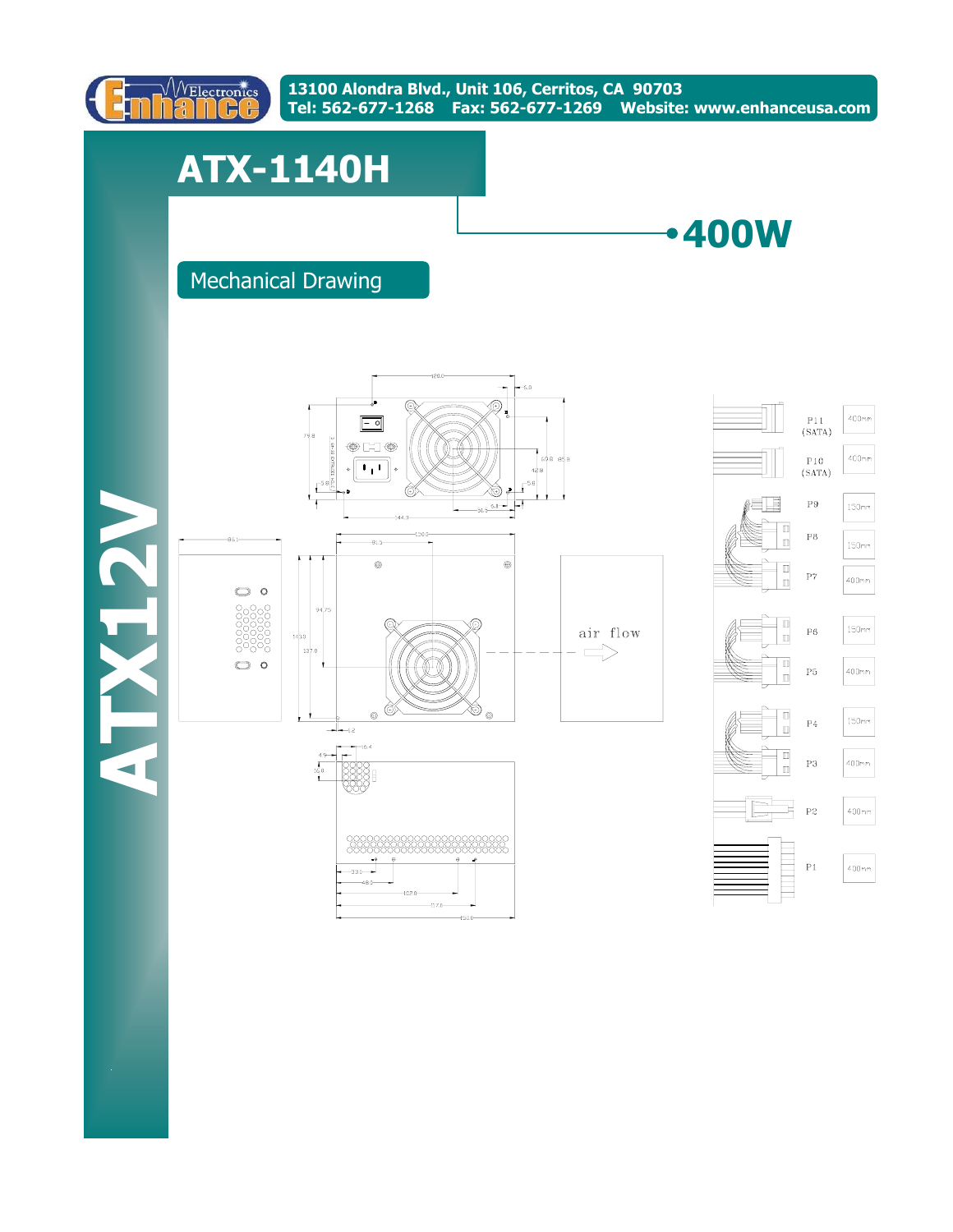13100 Alondra Blvd., Unit 106, Cerritos, CA 90703
Tel: 562-677-1268 Fax: 562-677-1269 Website: www.enhanceusa.com

# ATX-1140H

## 400W

ATX12V

### Mechanical Drawing

air flow

| Connector | Length |
| --- | --- |
| P11 (SATA) | 400mm |
| P10 (SATA) | 400mm |
| P9 | 150mm |
| P8 | 150mm |
| P7 | 400mm |
| P6 | 150mm |
| P5 | 400mm |
| P4 | 150mm |
| P3 | 400mm |
| P2 | 400mm |
| P1 | 400mm |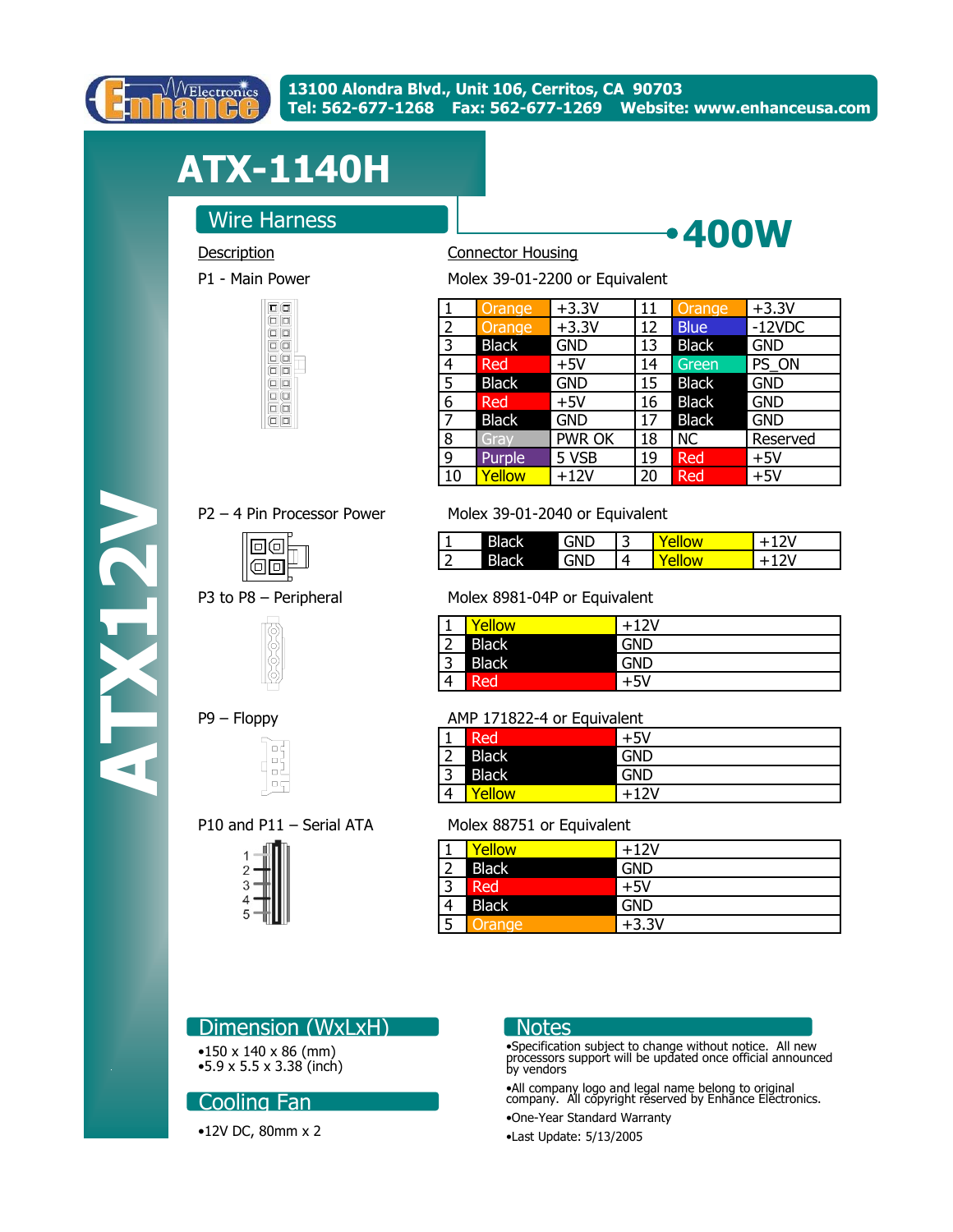13100 Alondra Blvd., Unit 106, Cerritos, CA 90703
Tel: 562-677-1268 Fax: 562-677-1269 Website: www.enhanceusa.com

# ATX-1140H

ATX12V

## Wire Harness

**400W**

**Description** — **Connector Housing**

### P1 - Main Power

Molex 39-01-2200 or Equivalent

| | | | | | |
|---|---|---|---|---|---|
| 1 | Orange | +3.3V | 11 | Orange | +3.3V |
| 2 | Orange | +3.3V | 12 | Blue | -12VDC |
| 3 | Black | GND | 13 | Black | GND |
| 4 | Red | +5V | 14 | Green | PS_ON |
| 5 | Black | GND | 15 | Black | GND |
| 6 | Red | +5V | 16 | Black | GND |
| 7 | Black | GND | 17 | Black | GND |
| 8 | Gray | PWR OK | 18 | NC | Reserved |
| 9 | Purple | 5 VSB | 19 | Red | +5V |
| 10 | Yellow | +12V | 20 | Red | +5V |

### P2 – 4 Pin Processor Power

Molex 39-01-2040 or Equivalent

| | | | | | |
|---|---|---|---|---|---|
| 1 | Black | GND | 3 | Yellow | +12V |
| 2 | Black | GND | 4 | Yellow | +12V |

### P3 to P8 – Peripheral

Molex 8981-04P or Equivalent

| | | |
|---|---|---|
| 1 | Yellow | +12V |
| 2 | Black | GND |
| 3 | Black | GND |
| 4 | Red | +5V |

### P9 – Floppy

AMP 171822-4 or Equivalent

| | | |
|---|---|---|
| 1 | Red | +5V |
| 2 | Black | GND |
| 3 | Black | GND |
| 4 | Yellow | +12V |

### P10 and P11 – Serial ATA

Molex 88751 or Equivalent

| | | |
|---|---|---|
| 1 | Yellow | +12V |
| 2 | Black | GND |
| 3 | Red | +5V |
| 4 | Black | GND |
| 5 | Orange | +3.3V |

## Dimension (WxLxH)

- 150 x 140 x 86 (mm)
- 5.9 x 5.5 x 3.38 (inch)

## Cooling Fan

- 12V DC, 80mm x 2

## Notes

- Specification subject to change without notice. All new processors support will be updated once official announced by vendors
- All company logo and legal name belong to original company. All copyright reserved by Enhance Electronics.
- One-Year Standard Warranty
- Last Update: 5/13/2005